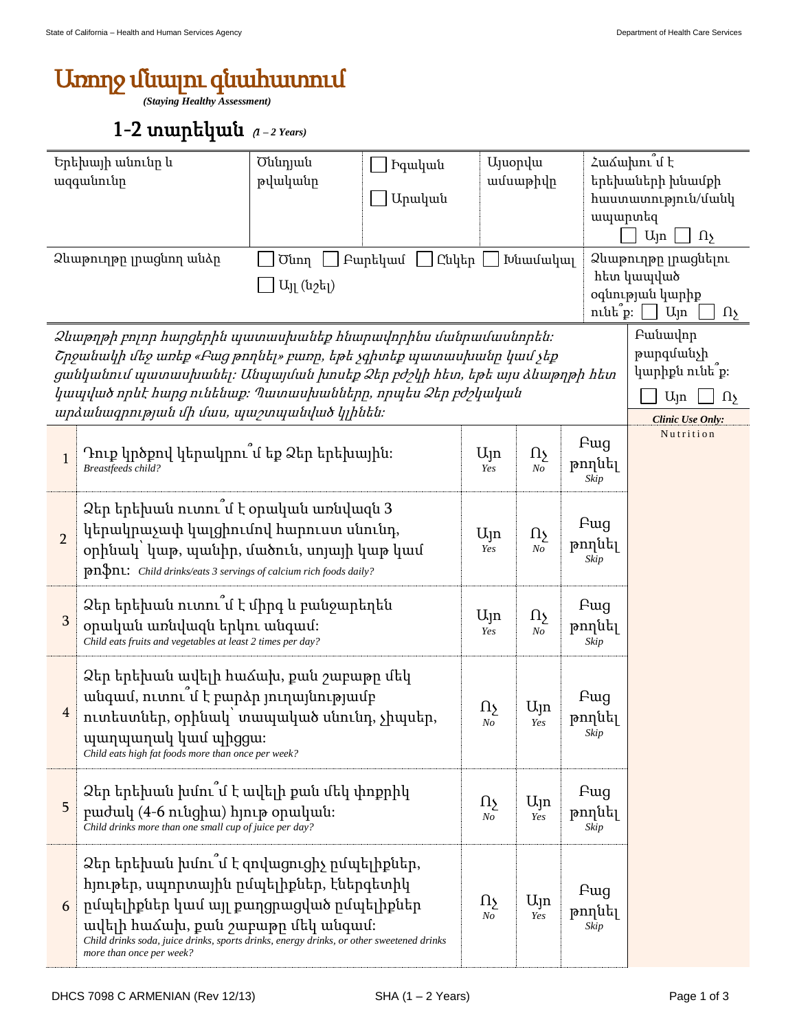# Առողջ մնալու գնահատում

***(Staying Healthy Assessment)***

## 1-2 տարեկան *(1 – 2 Years)*

| Երեխայի անունը և ազգանունը | Ծննդյան թվականը | ☐ Իգական ☐ Արական | Այսօրվա ամսաթիվը | Հաճախու՞մ է երեխաների խնամքի հաստատություն/մանկապարտեզ ☐ Այո ☐ Ոչ |
|---|---|---|---|---|
| Ձևաթուղթը լրացնող անձը | ☐ Ծնող ☐ Բարեկամ ☐ Ընկեր ☐ Խնամակալ ☐ Այլ (նշել) | | | Ձևաթուղթը լրացնելու հետ կապված օգնության կարիք ունե՞ք: ☐ Այո ☐ Ոչ |

*Ձևաթղթի բոլոր հարցերին պատասխանեք հնարավորինս մանրամասնորեն: Շրջանակի մեջ առեք «Բաց թողնել» բառը, եթե չգիտեք պատասխանը կամ չեք ցանկանում պատասխանել: Անպայման խոսեք Ձեր բժշկի հետ, եթե այս ձևաթղթի հետ կապված որևէ հարց ունենաք: Պատասխանները, որպես Ձեր բժշկական արձանագրության մի մաս, պաշտպանված կլինեն:*

Բանավոր թարգմանչի կարիքն ունե՞ք: ☐ Այո ☐ Ոչ

| # | Հարց | | | | ***Clinic Use Only:*** Nutrition |
|---|---|---|---|---|---|
| 1 | Դուք կրծքով կերակրու՞մ եք Ձեր երեխային։ *Breastfeeds child?* | Այո *Yes* | Ոչ *No* | Բաց թողնել *Skip* | |
| 2 | Ձեր երեխան ուտու՞մ է օրական առնվազն 3 կերակրաչափ կալցիումով հարուստ սնունդ, օրինակ՝ կաթ, պանիր, մածուն, սոյայի կաթ կամ թոֆու: *Child drinks/eats 3 servings of calcium rich foods daily?* | Այո *Yes* | Ոչ *No* | Բաց թողնել *Skip* | |
| 3 | Ձեր երեխան ուտու՞մ է միրգ և բանջարեղեն օրական առնվազն երկու անգամ: *Child eats fruits and vegetables at least 2 times per day?* | Այո *Yes* | Ոչ *No* | Բաց թողնել *Skip* | |
| 4 | Ձեր երեխան ավելի հաճախ, քան շաբաթը մեկ անգամ, ուտու՞մ է բարձր յուղայնությամբ ուտեստներ, օրինակ՝ տապակած սնունդ, չիպսեր, պաղպաղակ կամ պիցցա: *Child eats high fat foods more than once per week?* | Ոչ *No* | Այո *Yes* | Բաց թողնել *Skip* | |
| 5 | Ձեր երեխան խմու՞մ է ավելի քան մեկ փոքրիկ բաժակ (4-6 ունցիա) հյութ օրական: *Child drinks more than one small cup of juice per day?* | Ոչ *No* | Այո *Yes* | Բաց թողնել *Skip* | |
| 6 | Ձեր երեխան խմու՞մ է զովացուցիչ ըմպելիքներ, հյութեր, սպորտային ըմպելիքներ, էներգետիկ ըմպելիքներ կամ այլ քաղցրացված ըմպելիքներ ավելի հաճախ, քան շաբաթը մեկ անգամ: *Child drinks soda, juice drinks, sports drinks, energy drinks, or other sweetened drinks more than once per week?* | Ոչ *No* | Այո *Yes* | Բաց թողնել *Skip* | |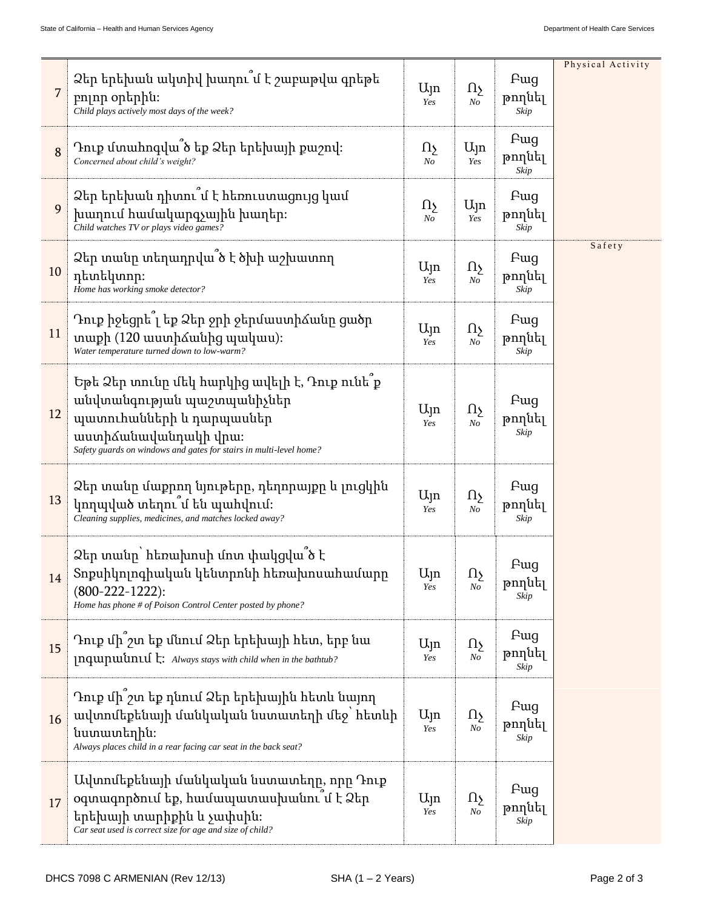| # | Question | | | | |
|---|---|---|---|---|---|
| 7 | Ձեր երեխան ակտիվ խաղու՞մ է շաբաթվա գրեթե բոլոր օրերին: *Child plays actively most days of the week?* | Այո *Yes* | Ոչ *No* | Բաց թողնել *Skip* | Physical Activity |
| 8 | Դուք մտահոգվա՞ծ եք Ձեր երեխայի քաշով: *Concerned about child's weight?* | Ոչ *No* | Այո *Yes* | Բաց թողնել *Skip* | |
| 9 | Ձեր երեխան դիտու՞մ է հեռուստացույց կամ խաղում համակարգչային խաղեր: *Child watches TV or plays video games?* | Ոչ *No* | Այո *Yes* | Բաց թողնել *Skip* | |
| 10 | Ձեր տանը տեղադրվա՞ծ է ծխի աշխատող դետեկտոր: *Home has working smoke detector?* | Այո *Yes* | Ոչ *No* | Բաց թողնել *Skip* | Safety |
| 11 | Դուք իջեցրե՞լ եք Ձեր ջրի ջերմաստիճանը ցածր տաքի (120 աստիճանից պակաս): *Water temperature turned down to low-warm?* | Այո *Yes* | Ոչ *No* | Բաց թողնել *Skip* | |
| 12 | Եթե Ձեր տունը մեկ հարկից ավելի է, Դուք ունե՞ք անվտանգության պաշտպանիչներ պատուհանների և դարպասներ աստիճանավանդակի վրա: *Safety guards on windows and gates for stairs in multi-level home?* | Այո *Yes* | Ոչ *No* | Բաց թողնել *Skip* | |
| 13 | Ձեր տանը մաքրող նյութերը, դեղորայքը և լուցկին կողպված տեղու՞մ են պահվում: *Cleaning supplies, medicines, and matches locked away?* | Այո *Yes* | Ոչ *No* | Բաց թողնել *Skip* | |
| 14 | Ձեր տանը՝ հեռախոսի մոտ փակցվա՞ծ է Տոքսիկոլոգիական կենտրոնի հեռախոսահամարը (800-222-1222): *Home has phone # of Poison Control Center posted by phone?* | Այո *Yes* | Ոչ *No* | Բաց թողնել *Skip* | |
| 15 | Դուք մի՞շտ եք մնում Ձեր երեխայի հետ, երբ նա լոգարանում է: *Always stays with child when in the bathtub?* | Այո *Yes* | Ոչ *No* | Բաց թողնել *Skip* | |
| 16 | Դուք մի՞շտ եք դնում Ձեր երեխային հետև նայող ավտոմեքենայի մանկական նստատեղի մեջ՝ հետևի նստատեղին: *Always places child in a rear facing car seat in the back seat?* | Այո *Yes* | Ոչ *No* | Բաց թողնել *Skip* | |
| 17 | Ավտոմեքենայի մանկական նստատեղը, որը Դուք օգտագործում եք, համապատասխանու՞մ է Ձեր երեխայի տարիքին և չափսին: *Car seat used is correct size for age and size of child?* | Այո *Yes* | Ոչ *No* | Բաց թողնել *Skip* | |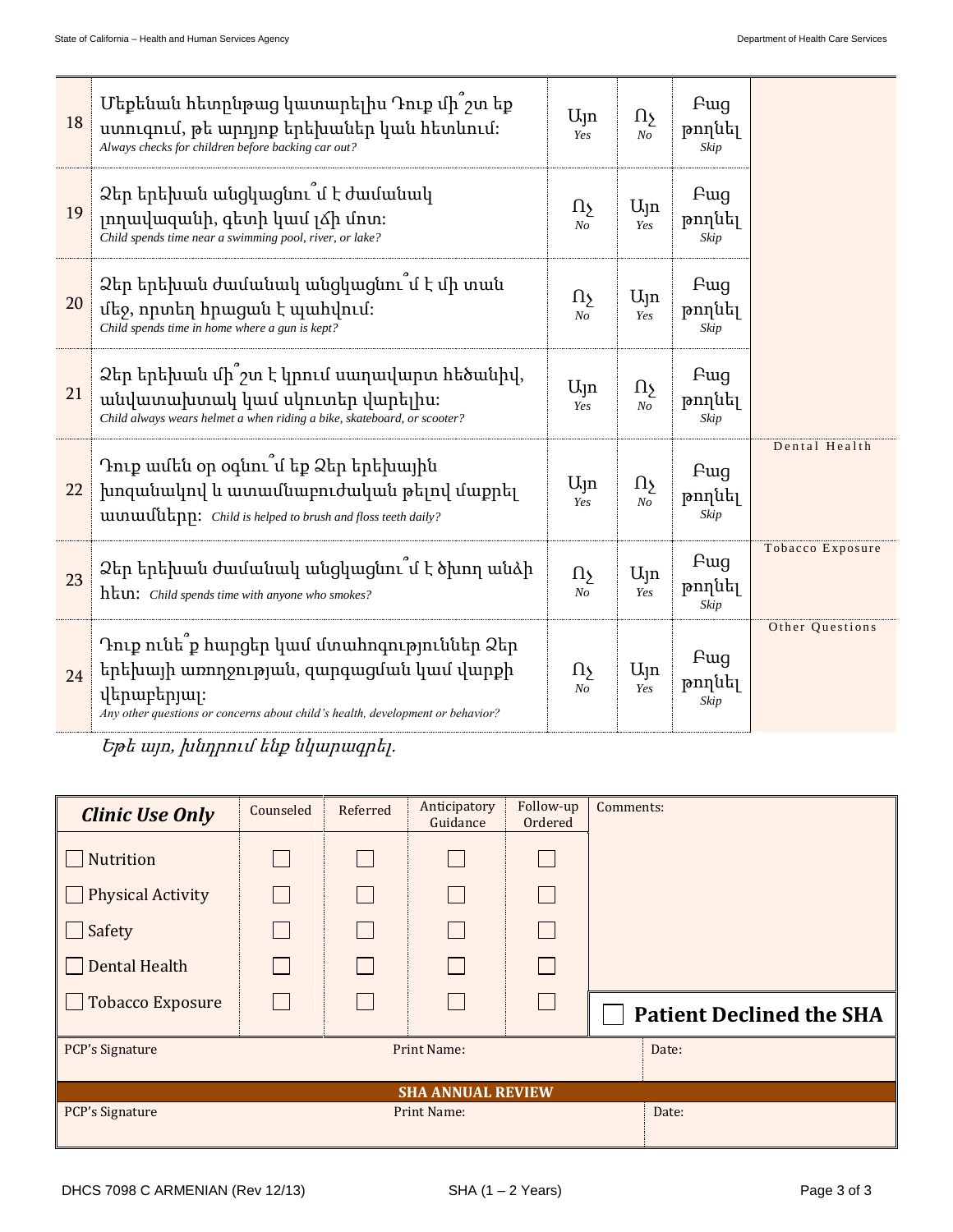| | | | | | |
|---|---|---|---|---|---|
| 18 | Մեքենան հետընթաց կատարելիս Դուք մի՞շտ եք ստուգում, թե արդյոք երեխաներ կան հետևում: *Always checks for children before backing car out?* | Այո *Yes* | Ոչ *No* | Բաց թողնել *Skip* | |
| 19 | Ձեր երեխան անցկացնու՞մ է ժամանակ լողավազանի, գետի կամ լճի մոտ: *Child spends time near a swimming pool, river, or lake?* | Ոչ *No* | Այո *Yes* | Բաց թողնել *Skip* | |
| 20 | Ձեր երեխան ժամանակ անցկացնու՞մ է մի տան մեջ, որտեղ հրացան է պահվում: *Child spends time in home where a gun is kept?* | Ոչ *No* | Այո *Yes* | Բաց թողնել *Skip* | |
| 21 | Ձեր երեխան մի՞շտ է կրում սաղավարտ հեծանիվ, անվատախտակ կամ սկուտեր վարելիս: *Child always wears helmet a when riding a bike, skateboard, or scooter?* | Այո *Yes* | Ոչ *No* | Բաց թողնել *Skip* | |
| 22 | Դուք ամեն օր օգնու՞մ եք Ձեր երեխային խոզանակով և ատամնաբուժական թելով մաքրել ատամները: *Child is helped to brush and floss teeth daily?* | Այո *Yes* | Ոչ *No* | Բաց թողնել *Skip* | Dental Health |
| 23 | Ձեր երեխան ժամանակ անցկացնու՞մ է ծխող անձի հետ: *Child spends time with anyone who smokes?* | Ոչ *No* | Այո *Yes* | Բաց թողնել *Skip* | Tobacco Exposure |
| 24 | Դուք ունե՞ք հարցեր կամ մտահոգություններ Ձեր երեխայի առողջության, զարգացման կամ վարքի վերաբերյալ: *Any other questions or concerns about child's health, development or behavior?* | Ոչ *No* | Այո *Yes* | Բաց թողնել *Skip* | Other Questions |

*Եթե այո, խնդրում ենք նկարագրել.*

| ***Clinic Use Only*** | Counseled | Referred | Anticipatory Guidance | Follow-up Ordered | Comments: |
|---|---|---|---|---|---|
| ☐ Nutrition | ☐ | ☐ | ☐ | ☐ | |
| ☐ Physical Activity | ☐ | ☐ | ☐ | ☐ | |
| ☐ Safety | ☐ | ☐ | ☐ | ☐ | |
| ☐ Dental Health | ☐ | ☐ | ☐ | ☐ | |
| ☐ Tobacco Exposure | ☐ | ☐ | ☐ | ☐ | ☐ **Patient Declined the SHA** |

| | | |
|---|---|---|
| PCP's Signature | Print Name: | Date: |

**SHA ANNUAL REVIEW**

| | | |
|---|---|---|
| PCP's Signature | Print Name: | Date: |